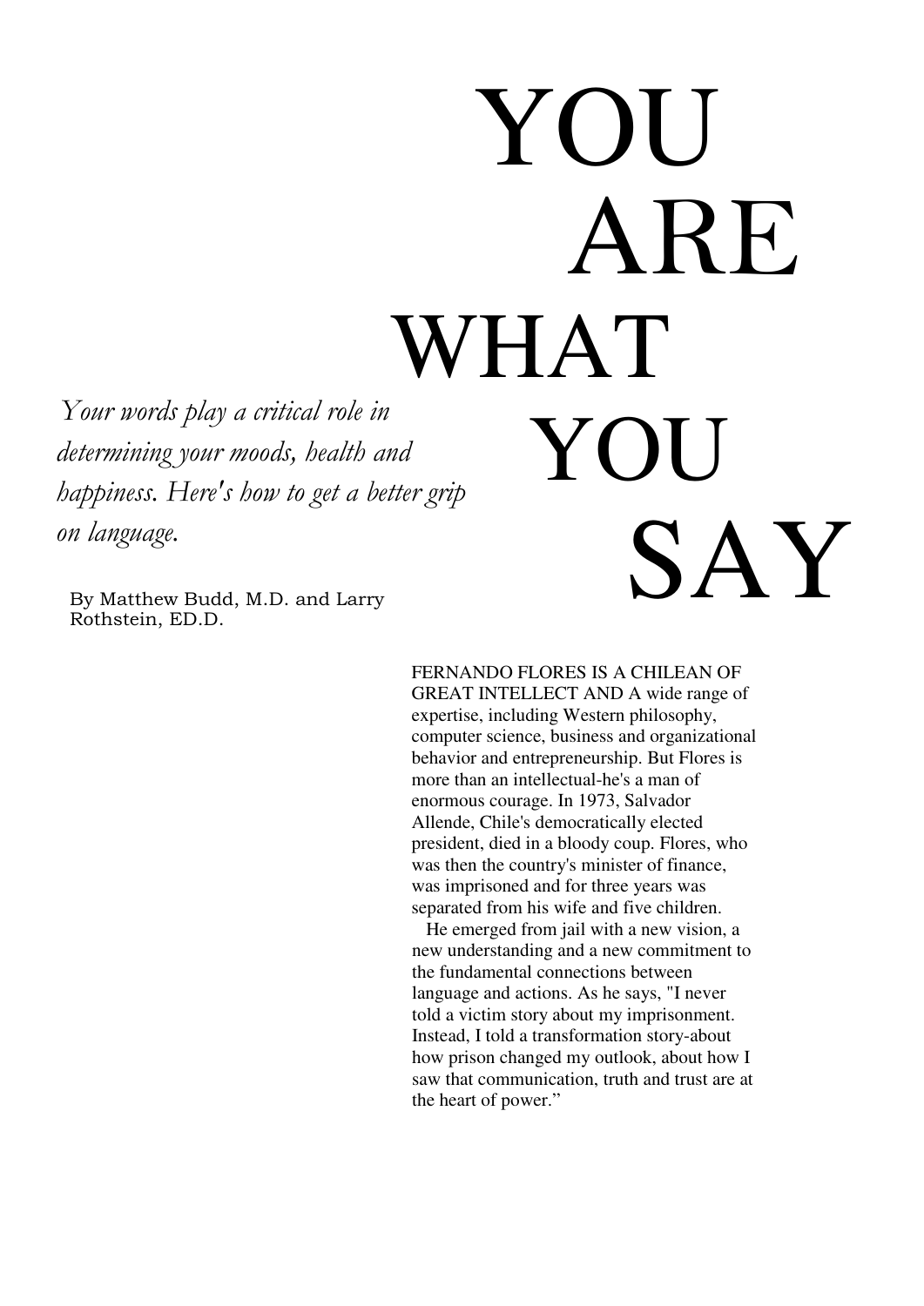# YOU ARE WHAT YOU SAY

*Your words play a critical role in determining your moods, health and happiness. Here's how to get a better grip on language.*

By Matthew Budd, M.D. and Larry Rothstein, ED.D.

FERNANDO FLORES IS A CHILEAN OF GREAT INTELLECT AND A wide range of expertise, including Western philosophy, computer science, business and organizational behavior and entrepreneurship. But Flores is more than an intellectual-he's a man of enormous courage. In 1973, Salvador Allende, Chile's democratically elected president, died in a bloody coup. Flores, who was then the country's minister of finance, was imprisoned and for three years was separated from his wife and five children.

He emerged from jail with a new vision, a new understanding and a new commitment to the fundamental connections between language and actions. As he says, "I never told a victim story about my imprisonment. Instead, I told a transformation story-about how prison changed my outlook, about how I saw that communication, truth and trust are at the heart of power."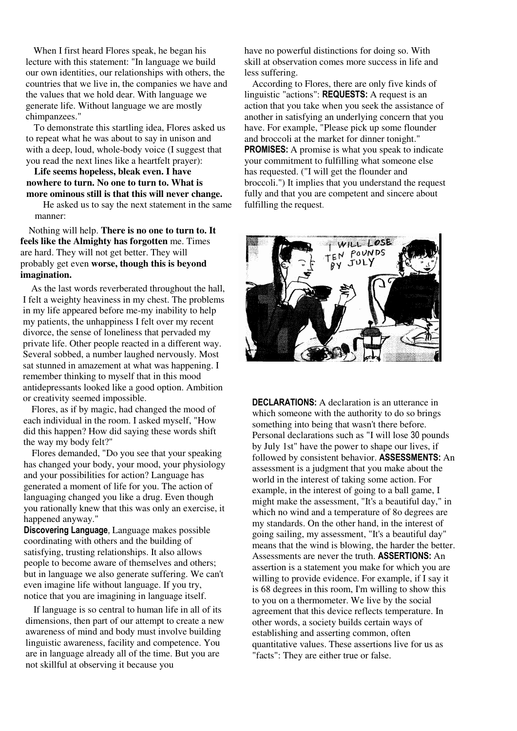When I first heard Flores speak, he began his lecture with this statement: "In language we build our own identities, our relationships with others, the countries that we live in, the companies we have and the values that we hold dear. With language we generate life. Without language we are mostly chimpanzees."

To demonstrate this startling idea, Flores asked us to repeat what he was about to say in unison and with a deep, loud, whole-body voice (I suggest that you read the next lines like a heartfelt prayer):

**Life seems hopeless, bleak even. I have nowhere to turn. No one to turn to. What is more ominous still is that this will never change.**

He asked us to say the next statement in the same manner:

Nothing will help. **There is no one to turn to. It feels like the Almighty has forgotten** me. Times are hard. They will not get better. They will probably get even **worse, though this is beyond imagination.**

As the last words reverberated throughout the hall, I felt a weighty heaviness in my chest. The problems in my life appeared before me-my inability to help my patients, the unhappiness I felt over my recent divorce, the sense of loneliness that pervaded my private life. Other people reacted in a different way. Several sobbed, a number laughed nervously. Most sat stunned in amazement at what was happening. I remember thinking to myself that in this mood antidepressants looked like a good option. Ambition or creativity seemed impossible.

Flores, as if by magic, had changed the mood of each individual in the room. I asked myself, "How did this happen? How did saying these words shift the way my body felt?"

Flores demanded, "Do you see that your speaking has changed your body, your mood, your physiology and your possibilities for action? Language has generated a moment of life for you. The action of languaging changed you like a drug. Even though you rationally knew that this was only an exercise, it happened anyway."

**Discovering Language**, Language makes possible coordinating with others and the building of satisfying, trusting relationships. It also allows people to become aware of themselves and others; but in language we also generate suffering. We can't even imagine life without language. If you try, notice that you are imagining in language itself.

If language is so central to human life in all of its dimensions, then part of our attempt to create a new awareness of mind and body must involve building linguistic awareness, facility and competence. You are in language already all of the time. But you are not skillful at observing it because you have no powerful distinctions for doing so. With skill at observation comes more success in life and less suffering.

According to Flores, there are only five kinds of linguistic "actions": **REQUESTS:** A request is an action that you take when you seek the assistance of another in satisfying an underlying concern that you have. For example, "Please pick up some flounder and broccoli at the market for dinner tonight." **PROMISES:** A promise is what you speak to indicate your commitment to fulfilling what someone else has requested. ("I will get the flounder and broccoli.") It implies that you understand the request fully and that you are competent and sincere about fulfilling the request.

**DECLARATIONS:** A declaration is an utterance in which someone with the authority to do so brings something into being that wasn't there before. Personal declarations such as "I will lose 30 pounds by July 1st" have the power to shape our lives, if followed by consistent behavior. **ASSESSMENTS:** An assessment is a judgment that you make about the world in the interest of taking some action. For example, in the interest of going to a ball game, I might make the assessment, "It's a beautiful day," in which no wind and a temperature of 8o degrees are my standards. On the other hand, in the interest of going sailing, my assessment, "It's a beautiful day" means that the wind is blowing, the harder the better. Assessments are never the truth. **ASSERTIONS:** An assertion is a statement you make for which you are willing to provide evidence. For example, if I say it is 68 degrees in this room, I'm willing to show this to you on a thermometer. We live by the social agreement that this device reflects temperature. In other words, a society builds certain ways of establishing and asserting common, often quantitative values. These assertions live for us as "facts": They are either true or false.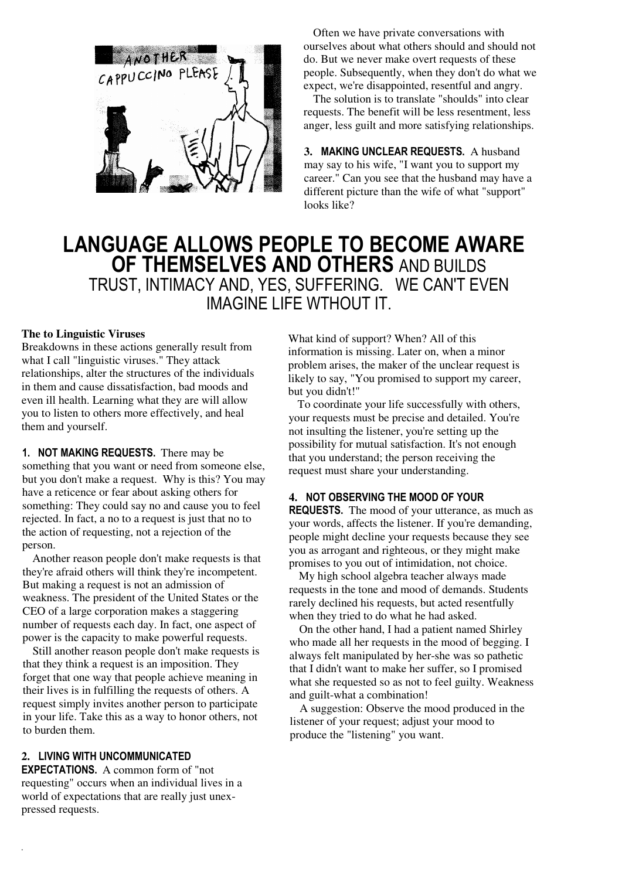Often we have private conversations with ourselves about what others should and should not do. But we never make overt requests of these people. Subsequently, when they don't do what we expect, we're disappointed, resentful and angry.

The solution is to translate "shoulds" into clear requests. The benefit will be less resentment, less anger, less guilt and more satisfying relationships.

**3. MAKING UNCLEAR REQUESTS.** A husband may say to his wife, "I want you to support my career." Can you see that the husband may have a different picture than the wife of what "support" looks like?

## LANGUAGE ALLOWS PEOPLE TO BECOME AWARE OF THEMSELVES AND OTHERS AND BUILDS TRUST, INTIMACY AND, YES, SUFFERING. WE CAN'T EVEN IMAGINE LIFE WTHOUT IT.

**The to Linguistic Viruses**

Breakdowns in these actions generally result from what I call "linguistic viruses." They attack relationships, alter the structures of the individuals in them and cause dissatisfaction, bad moods and even ill health. Learning what they are will allow you to listen to others more effectively, and heal them and yourself.

**1. NOT MAKING REQUESTS.** There may be something that you want or need from someone else, but you don't make a request. Why is this? You may have a reticence or fear about asking others for something: They could say no and cause you to feel rejected. In fact, a no to a request is just that no to the action of requesting, not a rejection of the person.

Another reason people don't make requests is that they're afraid others will think they're incompetent. But making a request is not an admission of weakness. The president of the United States or the CEO of a large corporation makes a staggering number of requests each day. In fact, one aspect of power is the capacity to make powerful requests.

Still another reason people don't make requests is that they think a request is an imposition. They forget that one way that people achieve meaning in their lives is in fulfilling the requests of others. A request simply invites another person to participate in your life. Take this as a way to honor others, not to burden them.

**2. LIVING WITH UNCOMMUNICATED EXPECTATIONS.** A common form of "not requesting" occurs when an individual lives in a world of expectations that are really just unexpressed requests.

What kind of support? When? All of this information is missing. Later on, when a minor problem arises, the maker of the unclear request is likely to say, "You promised to support my career, but you didn't!"

To coordinate your life successfully with others, your requests must be precise and detailed. You're not insulting the listener, you're setting up the possibility for mutual satisfaction. It's not enough that you understand; the person receiving the request must share your understanding.

**4. NOT OBSERVING THE MOOD OF YOUR REQUESTS.** The mood of your utterance, as much as your words, affects the listener. If you're demanding, people might decline your requests because they see you as arrogant and righteous, or they might make promises to you out of intimidation, not choice.

My high school algebra teacher always made requests in the tone and mood of demands. Students rarely declined his requests, but acted resentfully when they tried to do what he had asked.

On the other hand, I had a patient named Shirley who made all her requests in the mood of begging. I always felt manipulated by her-she was so pathetic that I didn't want to make her suffer, so I promised what she requested so as not to feel guilty. Weakness and guilt-what a combination!

A suggestion: Observe the mood produced in the listener of your request; adjust your mood to produce the "listening" you want.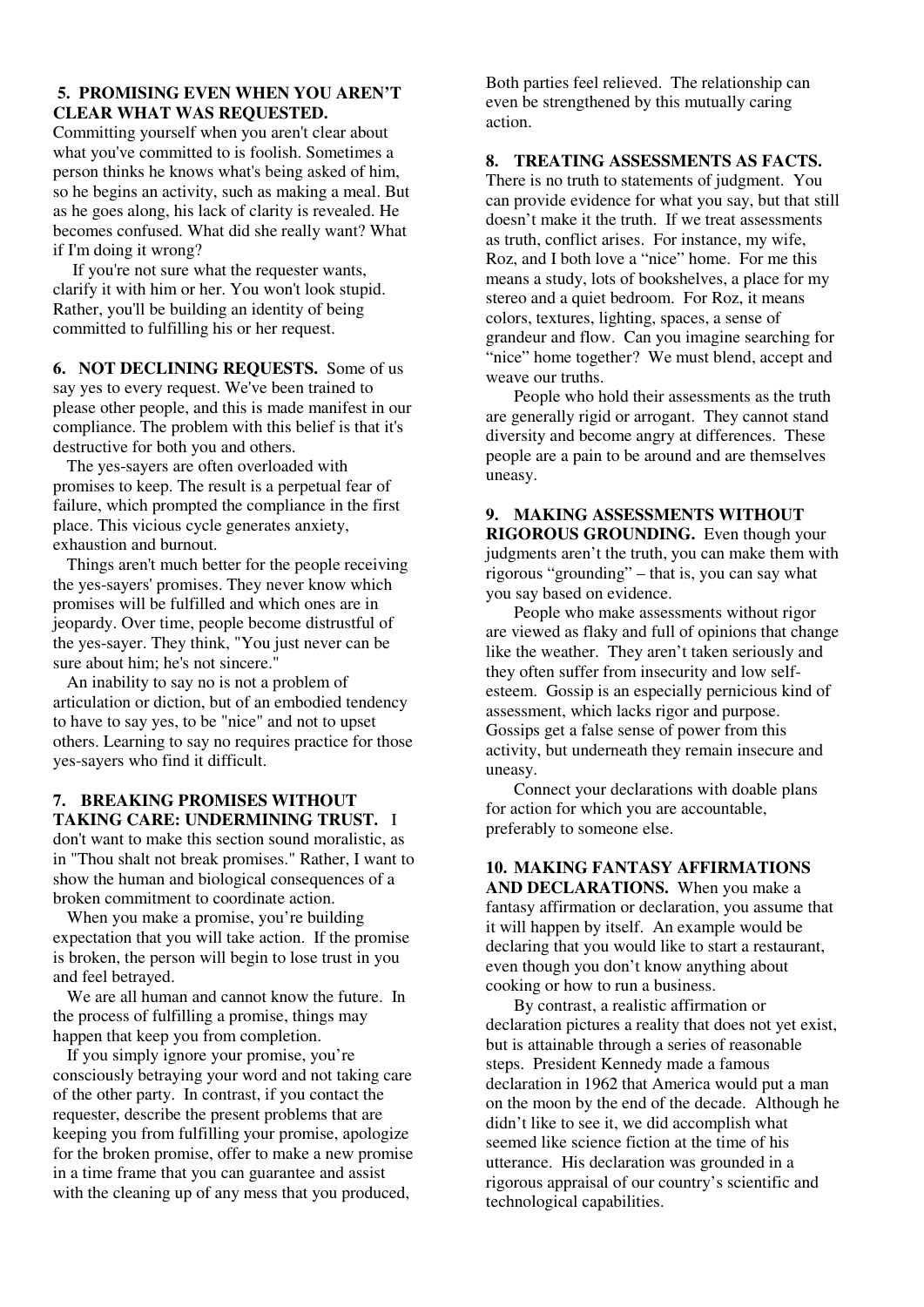**5. PROMISING EVEN WHEN YOU AREN'T CLEAR WHAT WAS REQUESTED.**
Committing yourself when you aren't clear about what you've committed to is foolish. Sometimes a person thinks he knows what's being asked of him, so he begins an activity, such as making a meal. But as he goes along, his lack of clarity is revealed. He becomes confused. What did she really want? What if I'm doing it wrong?

If you're not sure what the requester wants, clarify it with him or her. You won't look stupid. Rather, you'll be building an identity of being committed to fulfilling his or her request.

**6. NOT DECLINING REQUESTS.** Some of us say yes to every request. We've been trained to please other people, and this is made manifest in our compliance. The problem with this belief is that it's destructive for both you and others.

The yes-sayers are often overloaded with promises to keep. The result is a perpetual fear of failure, which prompted the compliance in the first place. This vicious cycle generates anxiety, exhaustion and burnout.

Things aren't much better for the people receiving the yes-sayers' promises. They never know which promises will be fulfilled and which ones are in jeopardy. Over time, people become distrustful of the yes-sayer. They think, "You just never can be sure about him; he's not sincere."

An inability to say no is not a problem of articulation or diction, but of an embodied tendency to have to say yes, to be "nice" and not to upset others. Learning to say no requires practice for those yes-sayers who find it difficult.

**7. BREAKING PROMISES WITHOUT TAKING CARE: UNDERMINING TRUST.** I don't want to make this section sound moralistic, as in "Thou shalt not break promises." Rather, I want to show the human and biological consequences of a broken commitment to coordinate action.

When you make a promise, you're building expectation that you will take action. If the promise is broken, the person will begin to lose trust in you and feel betrayed.

We are all human and cannot know the future. In the process of fulfilling a promise, things may happen that keep you from completion.

If you simply ignore your promise, you're consciously betraying your word and not taking care of the other party. In contrast, if you contact the requester, describe the present problems that are keeping you from fulfilling your promise, apologize for the broken promise, offer to make a new promise in a time frame that you can guarantee and assist with the cleaning up of any mess that you produced, Both parties feel relieved. The relationship can even be strengthened by this mutually caring action.

**8. TREATING ASSESSMENTS AS FACTS.** There is no truth to statements of judgment. You can provide evidence for what you say, but that still doesn't make it the truth. If we treat assessments as truth, conflict arises. For instance, my wife, Roz, and I both love a "nice" home. For me this means a study, lots of bookshelves, a place for my stereo and a quiet bedroom. For Roz, it means colors, textures, lighting, spaces, a sense of grandeur and flow. Can you imagine searching for "nice" home together? We must blend, accept and weave our truths.

People who hold their assessments as the truth are generally rigid or arrogant. They cannot stand diversity and become angry at differences. These people are a pain to be around and are themselves uneasy.

**9. MAKING ASSESSMENTS WITHOUT RIGOROUS GROUNDING.** Even though your judgments aren't the truth, you can make them with rigorous "grounding" – that is, you can say what you say based on evidence.

People who make assessments without rigor are viewed as flaky and full of opinions that change like the weather. They aren't taken seriously and they often suffer from insecurity and low self-esteem. Gossip is an especially pernicious kind of assessment, which lacks rigor and purpose. Gossips get a false sense of power from this activity, but underneath they remain insecure and uneasy.

Connect your declarations with doable plans for action for which you are accountable, preferably to someone else.

**10. MAKING FANTASY AFFIRMATIONS AND DECLARATIONS.** When you make a fantasy affirmation or declaration, you assume that it will happen by itself. An example would be declaring that you would like to start a restaurant, even though you don't know anything about cooking or how to run a business.

By contrast, a realistic affirmation or declaration pictures a reality that does not yet exist, but is attainable through a series of reasonable steps. President Kennedy made a famous declaration in 1962 that America would put a man on the moon by the end of the decade. Although he didn't like to see it, we did accomplish what seemed like science fiction at the time of his utterance. His declaration was grounded in a rigorous appraisal of our country's scientific and technological capabilities.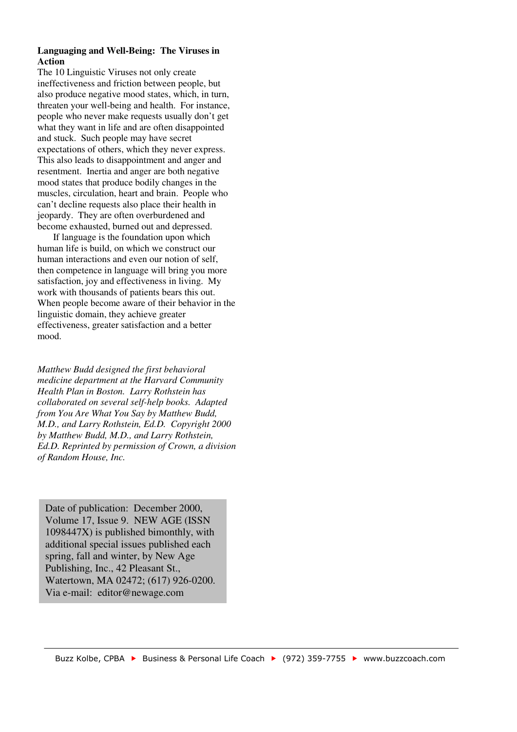**Languaging and Well-Being: The Viruses in Action**

The 10 Linguistic Viruses not only create ineffectiveness and friction between people, but also produce negative mood states, which, in turn, threaten your well-being and health. For instance, people who never make requests usually don't get what they want in life and are often disappointed and stuck. Such people may have secret expectations of others, which they never express. This also leads to disappointment and anger and resentment. Inertia and anger are both negative mood states that produce bodily changes in the muscles, circulation, heart and brain. People who can't decline requests also place their health in jeopardy. They are often overburdened and become exhausted, burned out and depressed.

If language is the foundation upon which human life is build, on which we construct our human interactions and even our notion of self, then competence in language will bring you more satisfaction, joy and effectiveness in living. My work with thousands of patients bears this out. When people become aware of their behavior in the linguistic domain, they achieve greater effectiveness, greater satisfaction and a better mood.

*Matthew Budd designed the first behavioral medicine department at the Harvard Community Health Plan in Boston. Larry Rothstein has collaborated on several self-help books. Adapted from You Are What You Say by Matthew Budd, M.D., and Larry Rothstein, Ed.D. Copyright 2000 by Matthew Budd, M.D., and Larry Rothstein, Ed.D. Reprinted by permission of Crown, a division of Random House, Inc.*

Date of publication: December 2000, Volume 17, Issue 9. NEW AGE (ISSN 1098447X) is published bimonthly, with additional special issues published each spring, fall and winter, by New Age Publishing, Inc., 42 Pleasant St., Watertown, MA 02472; (617) 926-0200. Via e-mail: editor@newage.com